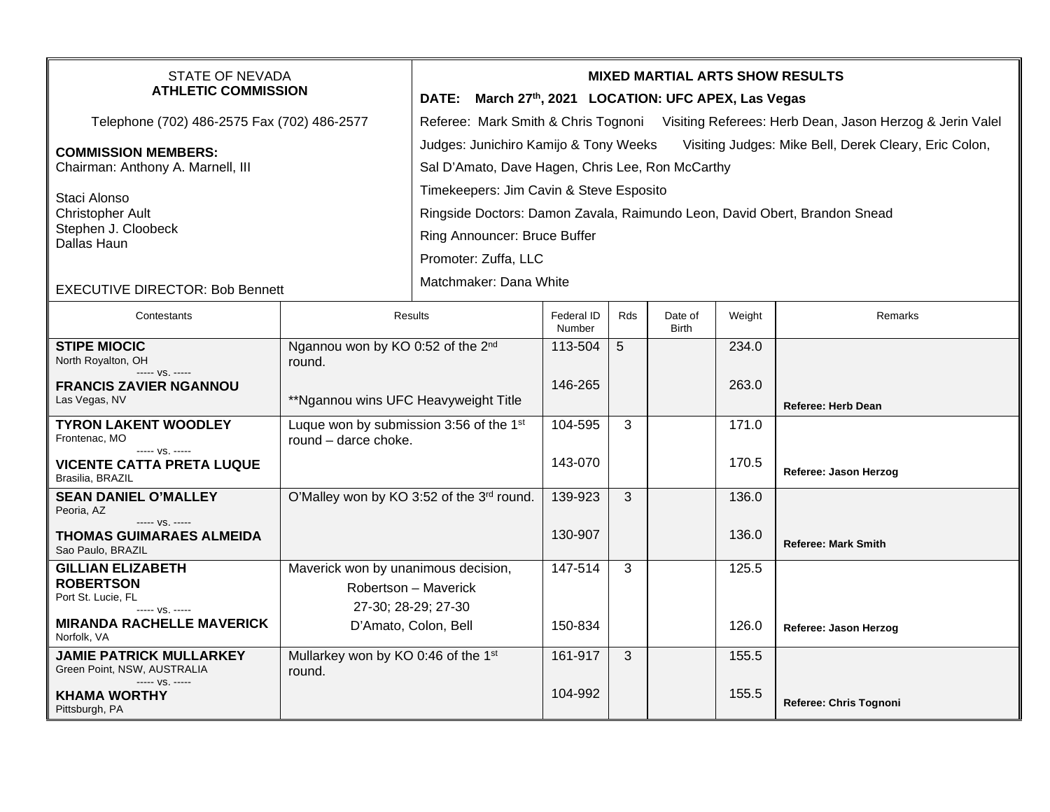STATE OF NEVADA
**ATHLETIC COMMISSION**

Telephone (702) 486-2575 Fax (702) 486-2577

**COMMISSION MEMBERS:**
Chairman: Anthony A. Marnell, III

Staci Alonso
Christopher Ault
Stephen J. Cloobeck
Dallas Haun

EXECUTIVE DIRECTOR: Bob Bennett

**MIXED MARTIAL ARTS SHOW RESULTS**

**DATE: March 27th, 2021 LOCATION: UFC APEX, Las Vegas**

Referee: Mark Smith & Chris Tognoni Visiting Referees: Herb Dean, Jason Herzog & Jerin Valel

Judges: Junichiro Kamijo & Tony Weeks Visiting Judges: Mike Bell, Derek Cleary, Eric Colon, Sal D'Amato, Dave Hagen, Chris Lee, Ron McCarthy

Timekeepers: Jim Cavin & Steve Esposito

Ringside Doctors: Damon Zavala, Raimundo Leon, David Obert, Brandon Snead

Ring Announcer: Bruce Buffer

Promoter: Zuffa, LLC

Matchmaker: Dana White

| Contestants | Results | Federal ID Number | Rds | Date of Birth | Weight | Remarks |
|---|---|---|---|---|---|---|
| **STIPE MIOCIC** North Royalton, OH ----- vs. ----- **FRANCIS ZAVIER NGANNOU** Las Vegas, NV | Ngannou won by KO 0:52 of the 2nd round. **Ngannou wins UFC Heavyweight Title | 113-504 / 146-265 | 5 | | 234.0 / 263.0 | **Referee: Herb Dean** |
| **TYRON LAKENT WOODLEY** Frontenac, MO ----- vs. ----- **VICENTE CATTA PRETA LUQUE** Brasilia, BRAZIL | Luque won by submission 3:56 of the 1st round – darce choke. | 104-595 / 143-070 | 3 | | 171.0 / 170.5 | **Referee: Jason Herzog** |
| **SEAN DANIEL O'MALLEY** Peoria, AZ ----- vs. ----- **THOMAS GUIMARAES ALMEIDA** Sao Paulo, BRAZIL | O'Malley won by KO 3:52 of the 3rd round. | 139-923 / 130-907 | 3 | | 136.0 / 136.0 | **Referee: Mark Smith** |
| **GILLIAN ELIZABETH ROBERTSON** Port St. Lucie, FL ----- vs. ----- **MIRANDA RACHELLE MAVERICK** Norfolk, VA | Maverick won by unanimous decision, Robertson – Maverick 27-30; 28-29; 27-30 D'Amato, Colon, Bell | 147-514 / 150-834 | 3 | | 125.5 / 126.0 | **Referee: Jason Herzog** |
| **JAMIE PATRICK MULLARKEY** Green Point, NSW, AUSTRALIA ----- vs. ----- **KHAMA WORTHY** Pittsburgh, PA | Mullarkey won by KO 0:46 of the 1st round. | 161-917 / 104-992 | 3 | | 155.5 / 155.5 | **Referee: Chris Tognoni** |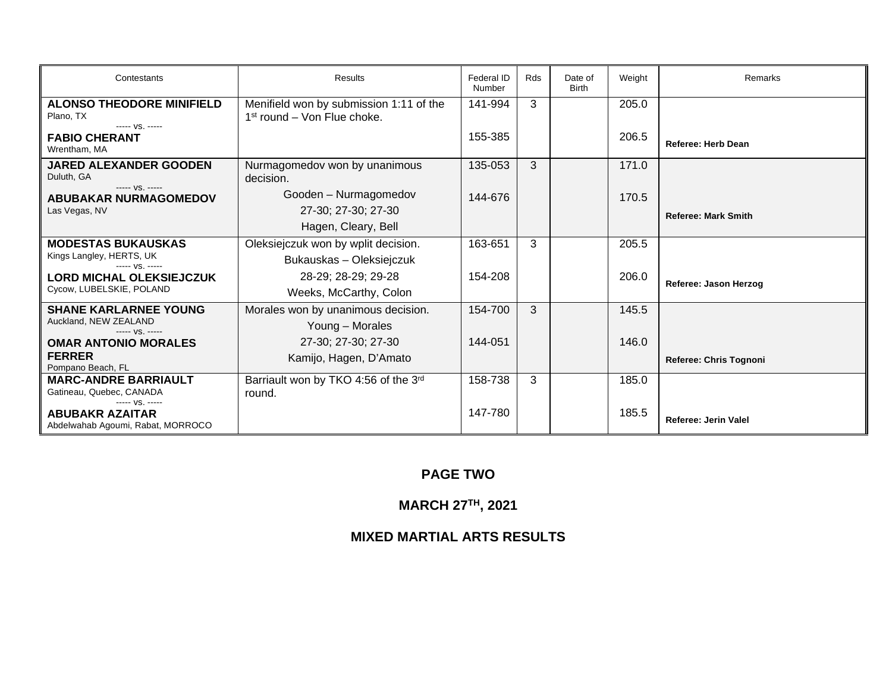| Contestants | Results | Federal ID Number | Rds | Date of Birth | Weight | Remarks |
|---|---|---|---|---|---|---|
| **ALONSO THEODORE MINIFIELD** Plano, TX ----- vs. ----- **FABIO CHERANT** Wrentham, MA | Menifield won by submission 1:11 of the 1st round – Von Flue choke. | 141-994 155-385 | 3 | | 205.0 206.5 | **Referee: Herb Dean** |
| **JARED ALEXANDER GOODEN** Duluth, GA ----- vs. ----- **ABUBAKAR NURMAGOMEDOV** Las Vegas, NV | Nurmagomedov won by unanimous decision. Gooden – Nurmagomedov 27-30; 27-30; 27-30 Hagen, Cleary, Bell | 135-053 144-676 | 3 | | 171.0 170.5 | **Referee: Mark Smith** |
| **MODESTAS BUKAUSKAS** Kings Langley, HERTS, UK ----- vs. ----- **LORD MICHAL OLEKSIEJCZUK** Cycow, LUBELSKIE, POLAND | Oleksiejczuk won by wplit decision. Bukauskas – Oleksiejczuk 28-29; 28-29; 29-28 Weeks, McCarthy, Colon | 163-651 154-208 | 3 | | 205.5 206.0 | **Referee: Jason Herzog** |
| **SHANE KARLARNEE YOUNG** Auckland, NEW ZEALAND ----- vs. ----- **OMAR ANTONIO MORALES FERRER** Pompano Beach, FL | Morales won by unanimous decision. Young – Morales 27-30; 27-30; 27-30 Kamijo, Hagen, D'Amato | 154-700 144-051 | 3 | | 145.5 146.0 | **Referee: Chris Tognoni** |
| **MARC-ANDRE BARRIAULT** Gatineau, Quebec, CANADA ----- vs. ----- **ABUBAKR AZAITAR** Abdelwahab Agoumi, Rabat, MORROCO | Barriault won by TKO 4:56 of the 3rd round. | 158-738 147-780 | 3 | | 185.0 185.5 | **Referee: Jerin Valel** |

**PAGE TWO**

**MARCH 27TH, 2021**

**MIXED MARTIAL ARTS RESULTS**